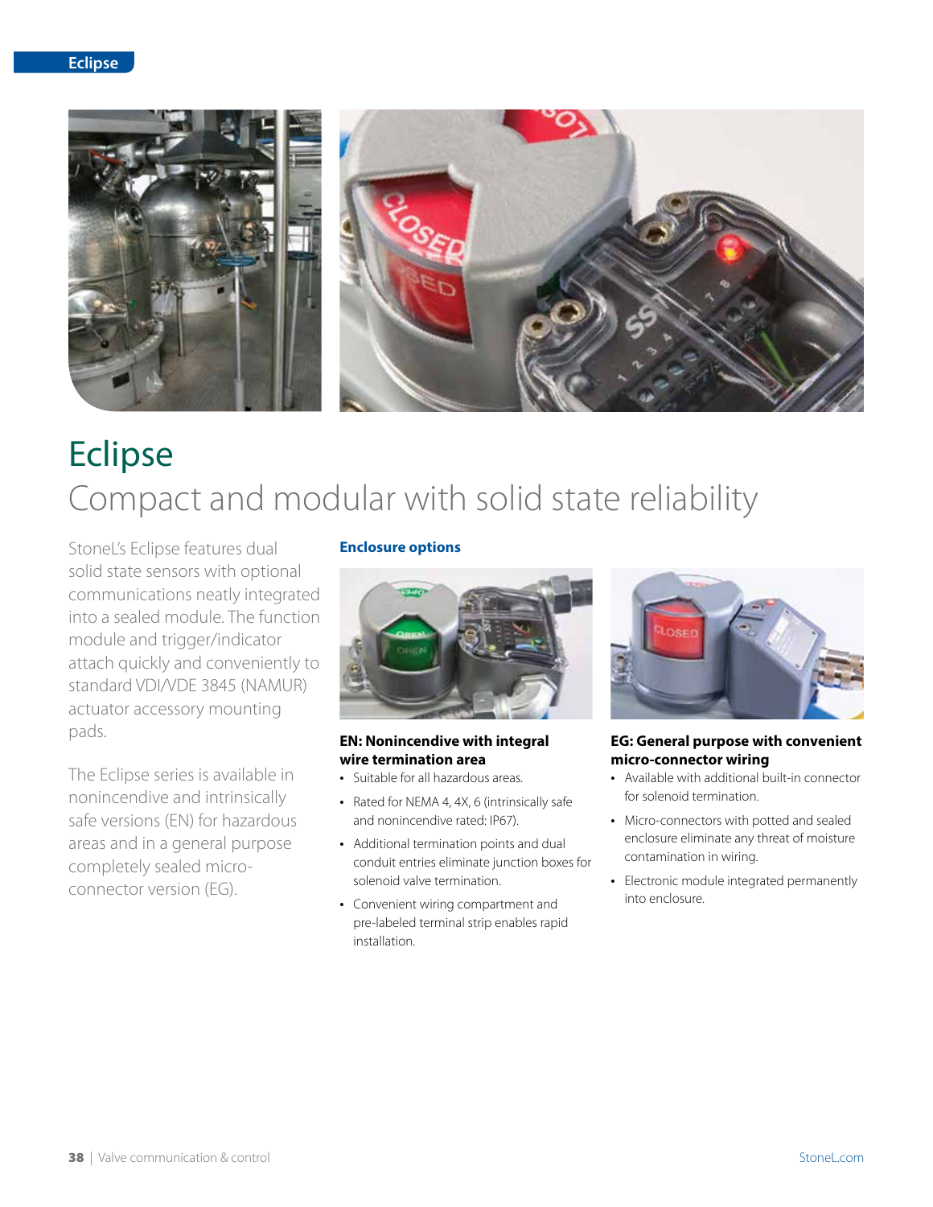# Eclipse

## Compact and modular with solid state reliability

StoneL's Eclipse features dual solid state sensors with optional communications neatly integrated into a sealed module. The function module and trigger/indicator attach quickly and conveniently to standard VDI/VDE 3845 (NAMUR) actuator accessory mounting pads.

The Eclipse series is available in nonincendive and intrinsically safe versions (EN) for hazardous areas and in a general purpose completely sealed micro-connector version (EG).

### Enclosure options

**EN: Nonincendive with integral wire termination area**

- Suitable for all hazardous areas.
- Rated for NEMA 4, 4X, 6 (intrinsically safe and nonincendive rated: IP67).
- Additional termination points and dual conduit entries eliminate junction boxes for solenoid valve termination.
- Convenient wiring compartment and pre-labeled terminal strip enables rapid installation.

**EG: General purpose with convenient micro-connector wiring**

- Available with additional built-in connector for solenoid termination.
- Micro-connectors with potted and sealed enclosure eliminate any threat of moisture contamination in wiring.
- Electronic module integrated permanently into enclosure.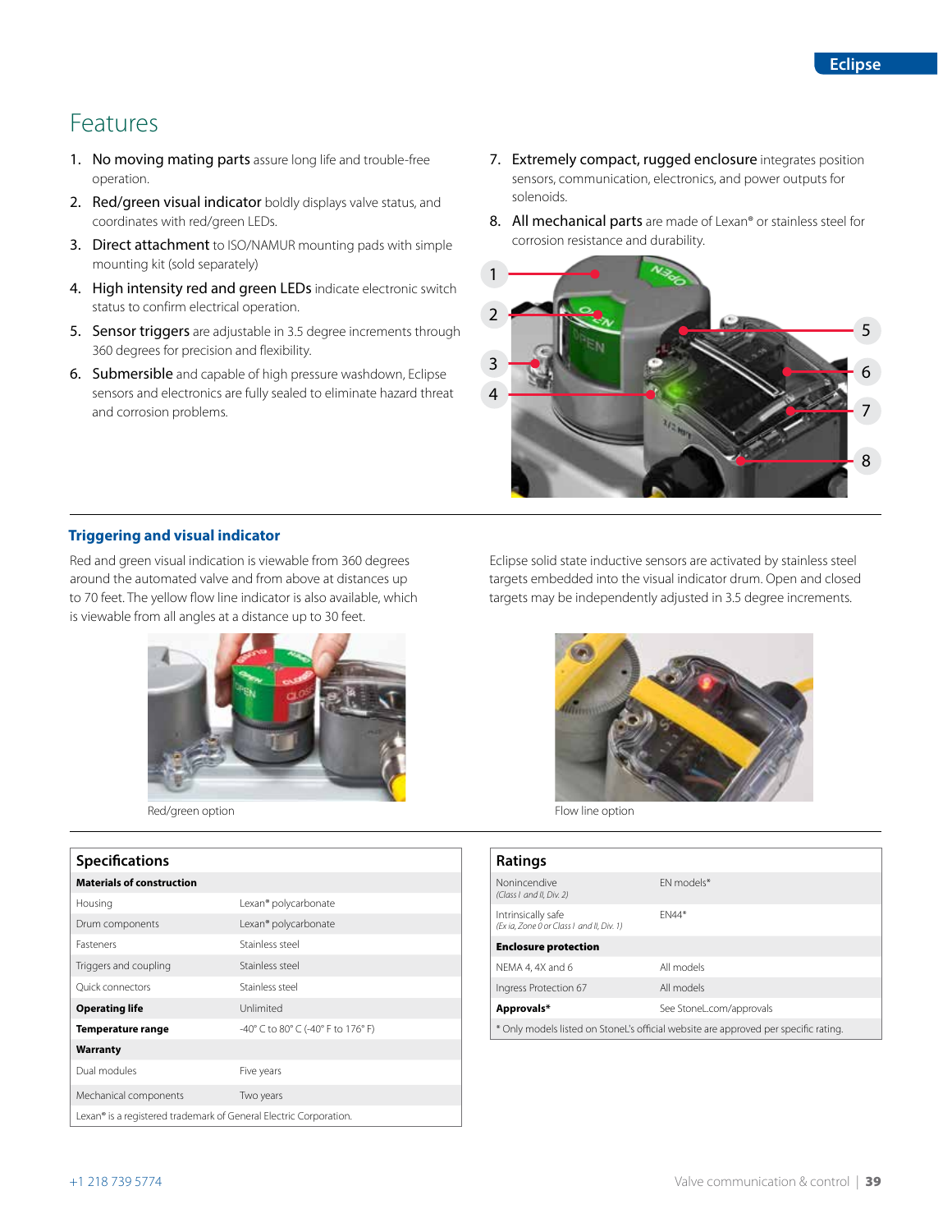## Features

1. **No moving mating parts** assure long life and trouble-free operation.
2. **Red/green visual indicator** boldly displays valve status, and coordinates with red/green LEDs.
3. **Direct attachment** to ISO/NAMUR mounting pads with simple mounting kit (sold separately)
4. **High intensity red and green LEDs** indicate electronic switch status to confirm electrical operation.
5. **Sensor triggers** are adjustable in 3.5 degree increments through 360 degrees for precision and flexibility.
6. **Submersible** and capable of high pressure washdown, Eclipse sensors and electronics are fully sealed to eliminate hazard threat and corrosion problems.
7. **Extremely compact, rugged enclosure** integrates position sensors, communication, electronics, and power outputs for solenoids.
8. **All mechanical parts** are made of Lexan® or stainless steel for corrosion resistance and durability.

### Triggering and visual indicator

Red and green visual indication is viewable from 360 degrees around the automated valve and from above at distances up to 70 feet. The yellow flow line indicator is also available, which is viewable from all angles at a distance up to 30 feet.

Eclipse solid state inductive sensors are activated by stainless steel targets embedded into the visual indicator drum. Open and closed targets may be independently adjusted in 3.5 degree increments.

Red/green option

Flow line option

| Specifications | |
|---|---|
| **Materials of construction** | |
| Housing | Lexan® polycarbonate |
| Drum components | Lexan® polycarbonate |
| Fasteners | Stainless steel |
| Triggers and coupling | Stainless steel |
| Quick connectors | Stainless steel |
| **Operating life** | Unlimited |
| **Temperature range** | -40° C to 80° C (-40° F to 176° F) |
| **Warranty** | |
| Dual modules | Five years |
| Mechanical components | Two years |

Lexan® is a registered trademark of General Electric Corporation.

| Ratings | |
|---|---|
| Nonincendive *(Class I and II, Div. 2)* | EN models* |
| Intrinsically safe *(Ex ia, Zone 0 or Class I and II, Div. 1)* | EN44* |
| **Enclosure protection** | |
| NEMA 4, 4X and 6 | All models |
| Ingress Protection 67 | All models |
| **Approvals*** | See StoneL.com/approvals |

* Only models listed on StoneL's official website are approved per specific rating.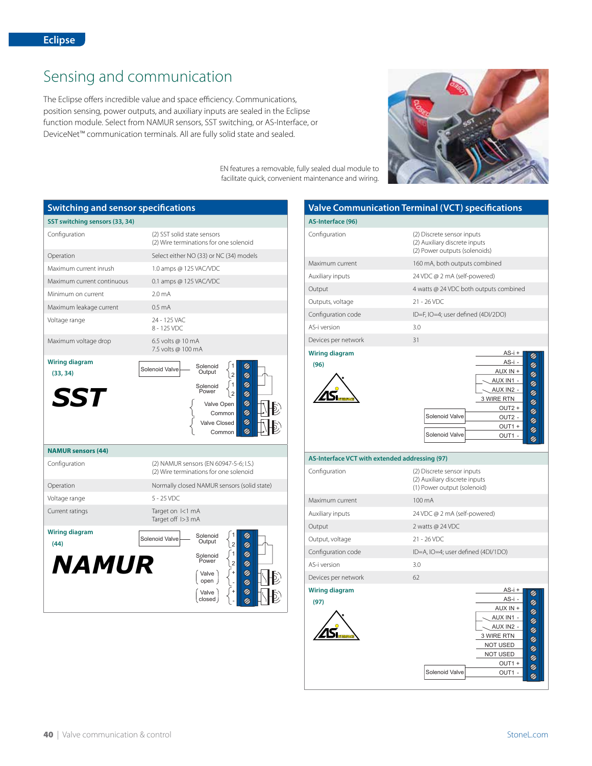# Sensing and communication

The Eclipse offers incredible value and space efficiency. Communications, position sensing, power outputs, and auxiliary inputs are sealed in the Eclipse function module. Select from NAMUR sensors, SST switching, or AS-Interface, or DeviceNet™ communication terminals. All are fully solid state and sealed.

EN features a removable, fully sealed dual module to facilitate quick, convenient maintenance and wiring.

## Switching and sensor specifications

### SST switching sensors (33, 34)

| | |
|---|---|
| Configuration | (2) SST solid state sensors<br>(2) Wire terminations for one solenoid |
| Operation | Select either NO (33) or NC (34) models |
| Maximum current inrush | 1.0 amps @ 125 VAC/VDC |
| Maximum current continuous | 0.1 amps @ 125 VAC/VDC |
| Minimum on current | 2.0 mA |
| Maximum leakage current | 0.5 mA |
| Voltage range | 24 - 125 VAC<br>8 - 125 VDC |
| Maximum voltage drop | 6.5 volts @ 10 mA<br>7.5 volts @ 100 mA |

**Wiring diagram (33, 34)**

SST

Solenoid Valve — Solenoid Output (1, 2); Solenoid Power (1, 2); Valve Open, Common; Valve Closed, Common

### NAMUR sensors (44)

| | |
|---|---|
| Configuration | (2) NAMUR sensors (EN 60947-5-6; I.S.)<br>(2) Wire terminations for one solenoid |
| Operation | Normally closed NAMUR sensors (solid state) |
| Voltage range | 5 - 25 VDC |
| Current ratings | Target on I<1 mA<br>Target off I>3 mA |

**Wiring diagram (44)**

NAMUR

Solenoid Valve — Solenoid Output (1, 2); Solenoid Power (1, 2); Valve open (+, -); Valve closed (+, -)

## Valve Communication Terminal (VCT) specifications

### AS-Interface (96)

| | |
|---|---|
| Configuration | (2) Discrete sensor inputs<br>(2) Auxiliary discrete inputs<br>(2) Power outputs (solenoids) |
| Maximum current | 160 mA, both outputs combined |
| Auxiliary inputs | 24 VDC @ 2 mA (self-powered) |
| Output | 4 watts @ 24 VDC both outputs combined |
| Outputs, voltage | 21 - 26 VDC |
| Configuration code | ID=F, IO=4; user defined (4DI/2DO) |
| AS-i version | 3.0 |
| Devices per network | 31 |

**Wiring diagram (96)**

AS-i +; AS-i -; AUX IN +; AUX IN1 -; AUX IN2 -; 3 WIRE RTN; OUT2 +; OUT2 - (Solenoid Valve); OUT1 +; OUT1 - (Solenoid Valve)

### AS-Interface VCT with extended addressing (97)

| | |
|---|---|
| Configuration | (2) Discrete sensor inputs<br>(2) Auxiliary discrete inputs<br>(1) Power output (solenoid) |
| Maximum current | 100 mA |
| Auxiliary inputs | 24 VDC @ 2 mA (self-powered) |
| Output | 2 watts @ 24 VDC |
| Output, voltage | 21 - 26 VDC |
| Configuration code | ID=A, IO=4; user defined (4DI/1DO) |
| AS-i version | 3.0 |
| Devices per network | 62 |

**Wiring diagram (97)**

AS-i +; AS-i -; AUX IN +; AUX IN1 -; AUX IN2 -; 3 WIRE RTN; NOT USED; NOT USED; OUT1 +; OUT1 - (Solenoid Valve)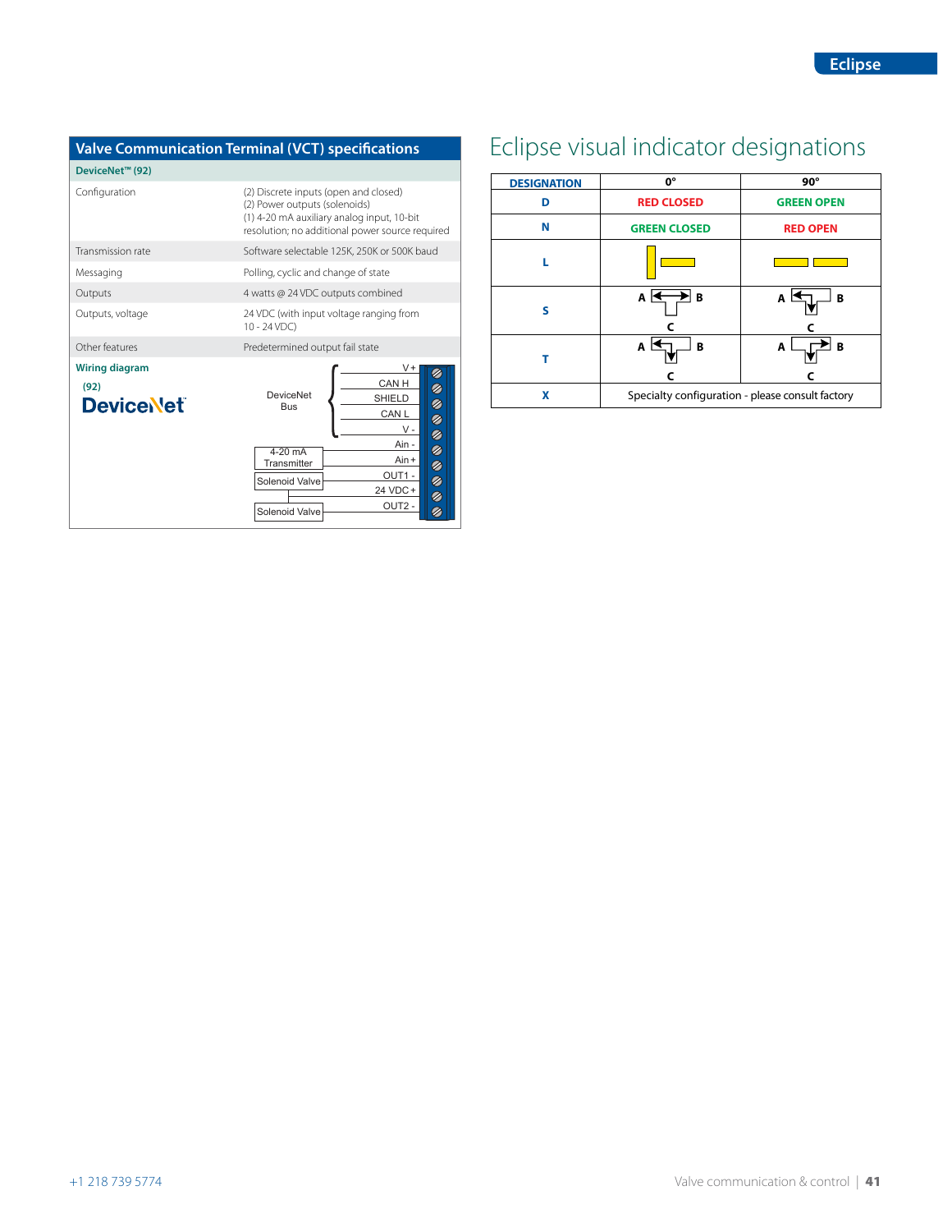## Valve Communication Terminal (VCT) specifications

**DeviceNet™ (92)**

| | |
|---|---|
| Configuration | (2) Discrete inputs (open and closed)<br>(2) Power outputs (solenoids)<br>(1) 4-20 mA auxiliary analog input, 10-bit resolution; no additional power source required |
| Transmission rate | Software selectable 125K, 250K or 500K baud |
| Messaging | Polling, cyclic and change of state |
| Outputs | 4 watts @ 24 VDC outputs combined |
| Outputs, voltage | 24 VDC (with input voltage ranging from 10 - 24 VDC) |
| Other features | Predetermined output fail state |

**Wiring diagram**

(92)

DeviceNet

DeviceNet Bus: V +, CAN H, SHIELD, CAN L, V -

4-20 mA Transmitter: Ain -, Ain +

Solenoid Valve: OUT1 -, 24 VDC +

Solenoid Valve: OUT2 -

# Eclipse visual indicator designations

| DESIGNATION | 0° | 90° |
|---|---|---|
| D | RED CLOSED | GREEN OPEN |
| N | GREEN CLOSED | RED OPEN |
| L | | |
| S | A B C | A B C |
| T | A B C | A B C |
| X | Specialty configuration - please consult factory | |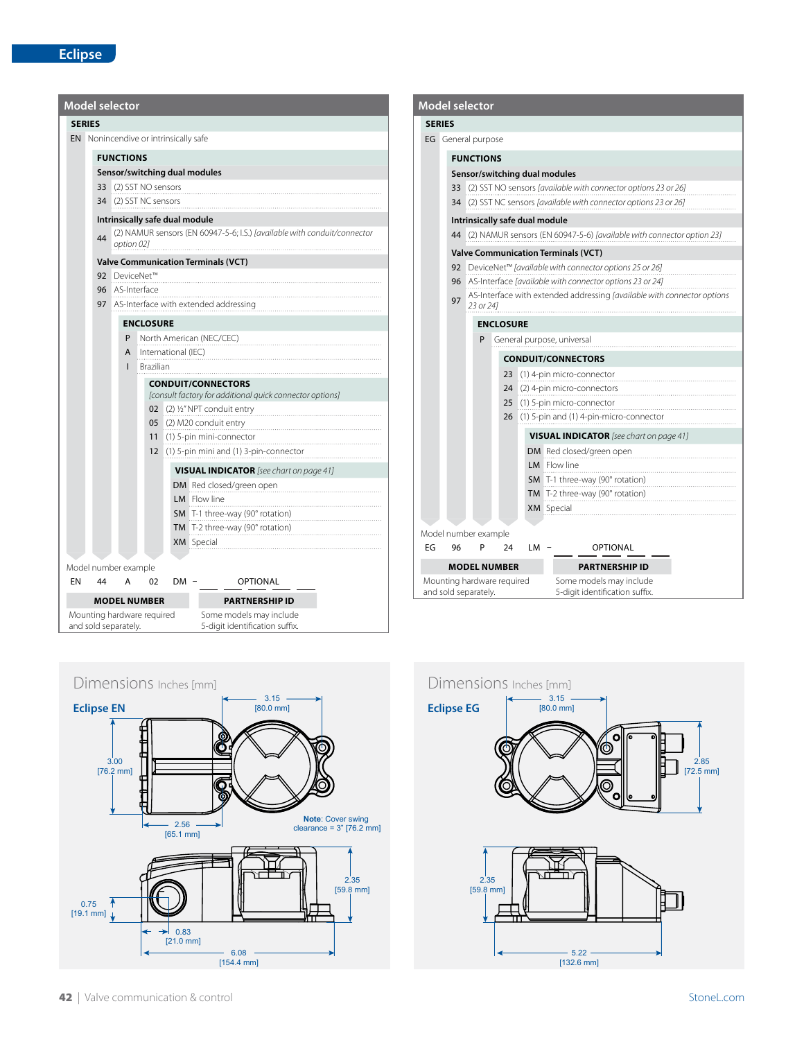# Eclipse

## Model selector (Eclipse EN)

**SERIES**

| Code | Description |
|---|---|
| EN | Nonincendive or intrinsically safe |

**FUNCTIONS**

*Sensor/switching dual modules*

| Code | Description |
|---|---|
| 33 | (2) SST NO sensors |
| 34 | (2) SST NC sensors |

*Intrinsically safe dual module*

| Code | Description |
|---|---|
| 44 | (2) NAMUR sensors (EN 60947-5-6; I.S.) *[available with conduit/connector option 02]* |

*Valve Communication Terminals (VCT)*

| Code | Description |
|---|---|
| 92 | DeviceNet™ |
| 96 | AS-Interface |
| 97 | AS-Interface with extended addressing |

**ENCLOSURE**

| Code | Description |
|---|---|
| P | North American (NEC/CEC) |
| A | International (IEC) |
| I | Brazilian |

**CONDUIT/CONNECTORS** *[consult factory for additional quick connector options]*

| Code | Description |
|---|---|
| 02 | (2) ½" NPT conduit entry |
| 05 | (2) M20 conduit entry |
| 11 | (1) 5-pin mini-connector |
| 12 | (1) 5-pin mini and (1) 3-pin-connector |

**VISUAL INDICATOR** *[see chart on page 41]*

| Code | Description |
|---|---|
| DM | Red closed/green open |
| LM | Flow line |
| SM | T-1 three-way (90° rotation) |
| TM | T-2 three-way (90° rotation) |
| XM | Special |

Model number example

EN 44 A 02 DM – OPTIONAL

**MODEL NUMBER** — Mounting hardware required and sold separately.

**PARTNERSHIP ID** — Some models may include 5-digit identification suffix.

## Model selector (Eclipse EG)

**SERIES**

| Code | Description |
|---|---|
| EG | General purpose |

**FUNCTIONS**

*Sensor/switching dual modules*

| Code | Description |
|---|---|
| 33 | (2) SST NO sensors *[available with connector options 23 or 26]* |
| 34 | (2) SST NC sensors *[available with connector options 23 or 26]* |

*Intrinsically safe dual module*

| Code | Description |
|---|---|
| 44 | (2) NAMUR sensors (EN 60947-5-6) *[available with connector option 23]* |

*Valve Communication Terminals (VCT)*

| Code | Description |
|---|---|
| 92 | DeviceNet™ *[available with connector options 25 or 26]* |
| 96 | AS-Interface *[available with connector options 23 or 24]* |
| 97 | AS-Interface with extended addressing *[available with connector options 23 or 24]* |

**ENCLOSURE**

| Code | Description |
|---|---|
| P | General purpose, universal |

**CONDUIT/CONNECTORS**

| Code | Description |
|---|---|
| 23 | (1) 4-pin micro-connector |
| 24 | (2) 4-pin micro-connectors |
| 25 | (1) 5-pin micro-connector |
| 26 | (1) 5-pin and (1) 4-pin-micro-connector |

**VISUAL INDICATOR** *[see chart on page 41]*

| Code | Description |
|---|---|
| DM | Red closed/green open |
| LM | Flow line |
| SM | T-1 three-way (90° rotation) |
| TM | T-2 three-way (90° rotation) |
| XM | Special |

Model number example

EG 96 P 24 LM – OPTIONAL

**MODEL NUMBER** — Mounting hardware required and sold separately.

**PARTNERSHIP ID** — Some models may include 5-digit identification suffix.

## Dimensions Inches [mm]

### Eclipse EN

3.15 [80.0 mm]; 3.00 [76.2 mm]; 2.56 [65.1 mm]; 2.35 [59.8 mm]; 0.75 [19.1 mm]; 0.83 [21.0 mm]; 6.08 [154.4 mm]

**Note**: Cover swing clearance = 3" [76.2 mm]

### Eclipse EG

3.15 [80.0 mm]; 2.85 [72.5 mm]; 2.35 [59.8 mm]; 5.22 [132.6 mm]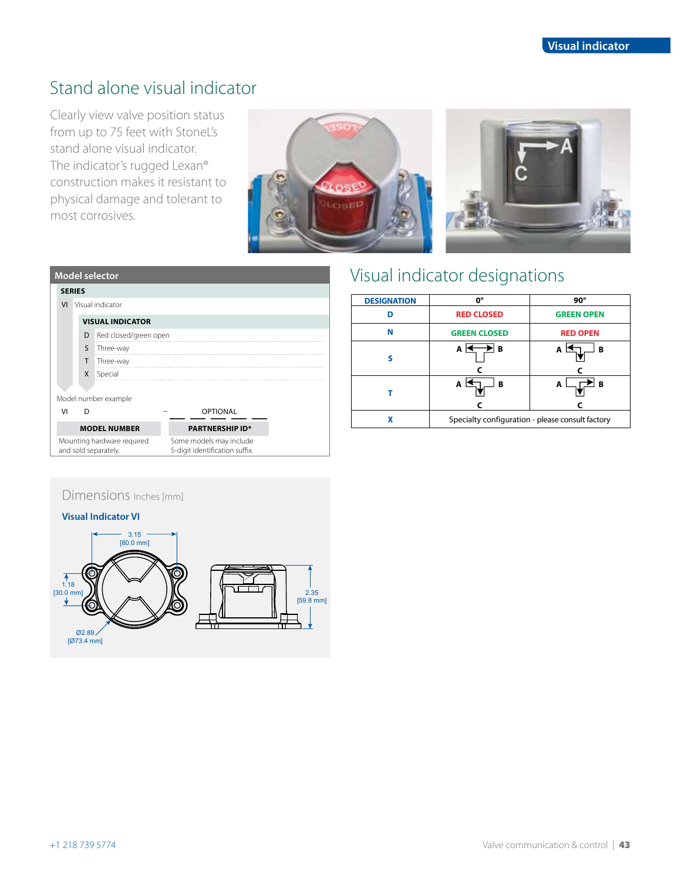## Visual indicator

# Stand alone visual indicator

Clearly view valve position status from up to 75 feet with StoneL's stand alone visual indicator. The indicator's rugged Lexan® construction makes it resistant to physical damage and tolerant to most corrosives.

## Model selector

**SERIES**

VI Visual indicator

**VISUAL INDICATOR**

- D Red closed/green open
- S Three-way
- T Three-way
- X Special

Model number example

VI D – OPTIONAL

**MODEL NUMBER** — Mounting hardware required and sold separately.

**PARTNERSHIP ID*** — Some models may include 5-digit identification suffix.

## Visual indicator designations

| DESIGNATION | 0° | 90° |
|---|---|---|
| D | RED CLOSED | GREEN OPEN |
| N | GREEN CLOSED | RED OPEN |
| S | A B C | A B C |
| T | A B C | A B C |
| X | Specialty configuration - please consult factory | |

## Dimensions Inches [mm]

### Visual Indicator VI

3.15
[80.0 mm]

1.18
[30.0 mm]

Ø2.89
[Ø73.4 mm]

2.35
[59.8 mm]

+1 218 739 5774